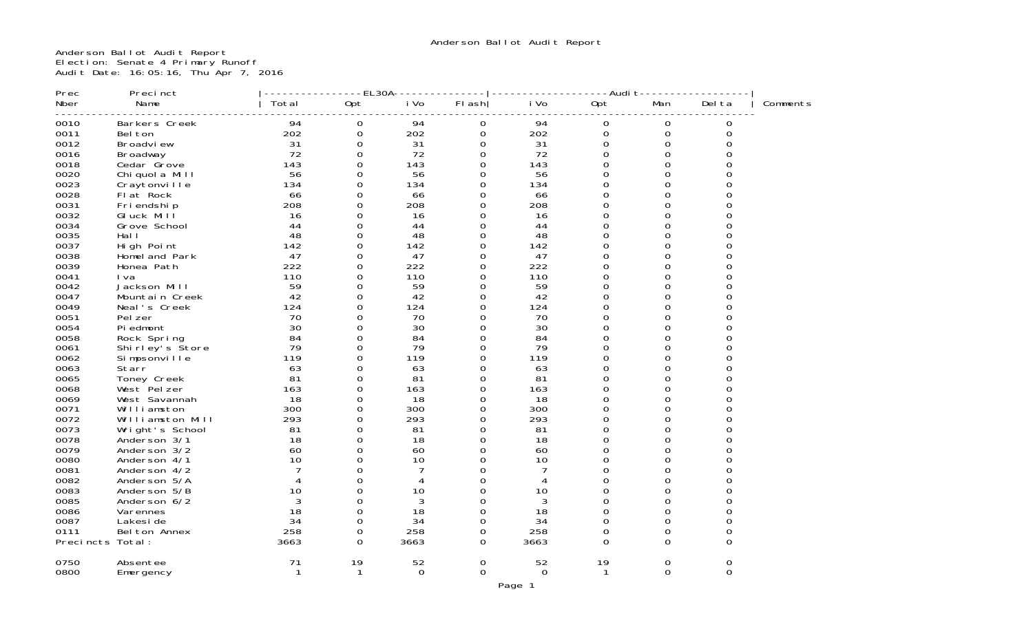# Anderson Ballot Audit Report

Anderson Ballot Audit Report
Election: Senate 4 Primary Runoff
Audit Date: 16:05:16, Thu Apr 7, 2016

| Prec Nber | Precinct Name | EL30A Total | EL30A Opt | EL30A iVo | EL30A Flash | Audit iVo | Audit Opt | Audit Man | Audit Delta | Comments |
|---|---|---|---|---|---|---|---|---|---|---|
| 0010 | Barkers Creek | 94 | 0 | 94 | 0 | 94 | 0 | 0 | 0 | |
| 0011 | Belton | 202 | 0 | 202 | 0 | 202 | 0 | 0 | 0 | |
| 0012 | Broadview | 31 | 0 | 31 | 0 | 31 | 0 | 0 | 0 | |
| 0016 | Broadway | 72 | 0 | 72 | 0 | 72 | 0 | 0 | 0 | |
| 0018 | Cedar Grove | 143 | 0 | 143 | 0 | 143 | 0 | 0 | 0 | |
| 0020 | Chiquola Mill | 56 | 0 | 56 | 0 | 56 | 0 | 0 | 0 | |
| 0023 | Craytonville | 134 | 0 | 134 | 0 | 134 | 0 | 0 | 0 | |
| 0028 | Flat Rock | 66 | 0 | 66 | 0 | 66 | 0 | 0 | 0 | |
| 0031 | Friendship | 208 | 0 | 208 | 0 | 208 | 0 | 0 | 0 | |
| 0032 | Gluck Mill | 16 | 0 | 16 | 0 | 16 | 0 | 0 | 0 | |
| 0034 | Grove School | 44 | 0 | 44 | 0 | 44 | 0 | 0 | 0 | |
| 0035 | Hall | 48 | 0 | 48 | 0 | 48 | 0 | 0 | 0 | |
| 0037 | High Point | 142 | 0 | 142 | 0 | 142 | 0 | 0 | 0 | |
| 0038 | Homeland Park | 47 | 0 | 47 | 0 | 47 | 0 | 0 | 0 | |
| 0039 | Honea Path | 222 | 0 | 222 | 0 | 222 | 0 | 0 | 0 | |
| 0041 | Iva | 110 | 0 | 110 | 0 | 110 | 0 | 0 | 0 | |
| 0042 | Jackson Mill | 59 | 0 | 59 | 0 | 59 | 0 | 0 | 0 | |
| 0047 | Mountain Creek | 42 | 0 | 42 | 0 | 42 | 0 | 0 | 0 | |
| 0049 | Neal's Creek | 124 | 0 | 124 | 0 | 124 | 0 | 0 | 0 | |
| 0051 | Pelzer | 70 | 0 | 70 | 0 | 70 | 0 | 0 | 0 | |
| 0054 | Piedmont | 30 | 0 | 30 | 0 | 30 | 0 | 0 | 0 | |
| 0058 | Rock Spring | 84 | 0 | 84 | 0 | 84 | 0 | 0 | 0 | |
| 0061 | Shirley's Store | 79 | 0 | 79 | 0 | 79 | 0 | 0 | 0 | |
| 0062 | Simpsonville | 119 | 0 | 119 | 0 | 119 | 0 | 0 | 0 | |
| 0063 | Starr | 63 | 0 | 63 | 0 | 63 | 0 | 0 | 0 | |
| 0065 | Toney Creek | 81 | 0 | 81 | 0 | 81 | 0 | 0 | 0 | |
| 0068 | West Pelzer | 163 | 0 | 163 | 0 | 163 | 0 | 0 | 0 | |
| 0069 | West Savannah | 18 | 0 | 18 | 0 | 18 | 0 | 0 | 0 | |
| 0071 | Williamston | 300 | 0 | 300 | 0 | 300 | 0 | 0 | 0 | |
| 0072 | Williamston Mill | 293 | 0 | 293 | 0 | 293 | 0 | 0 | 0 | |
| 0073 | Wright's School | 81 | 0 | 81 | 0 | 81 | 0 | 0 | 0 | |
| 0078 | Anderson 3/1 | 18 | 0 | 18 | 0 | 18 | 0 | 0 | 0 | |
| 0079 | Anderson 3/2 | 60 | 0 | 60 | 0 | 60 | 0 | 0 | 0 | |
| 0080 | Anderson 4/1 | 10 | 0 | 10 | 0 | 10 | 0 | 0 | 0 | |
| 0081 | Anderson 4/2 | 7 | 0 | 7 | 0 | 7 | 0 | 0 | 0 | |
| 0082 | Anderson 5/A | 4 | 0 | 4 | 0 | 4 | 0 | 0 | 0 | |
| 0083 | Anderson 5/B | 10 | 0 | 10 | 0 | 10 | 0 | 0 | 0 | |
| 0085 | Anderson 6/2 | 3 | 0 | 3 | 0 | 3 | 0 | 0 | 0 | |
| 0086 | Varennes | 18 | 0 | 18 | 0 | 18 | 0 | 0 | 0 | |
| 0087 | Lakeside | 34 | 0 | 34 | 0 | 34 | 0 | 0 | 0 | |
| 0111 | Belton Annex | 258 | 0 | 258 | 0 | 258 | 0 | 0 | 0 | |
| Precincts Total: | | 3663 | 0 | 3663 | 0 | 3663 | 0 | 0 | 0 | |
| 0750 | Absentee | 71 | 19 | 52 | 0 | 52 | 19 | 0 | 0 | |
| 0800 | Emergency | 1 | 1 | 0 | 0 | 0 | 1 | 0 | 0 | |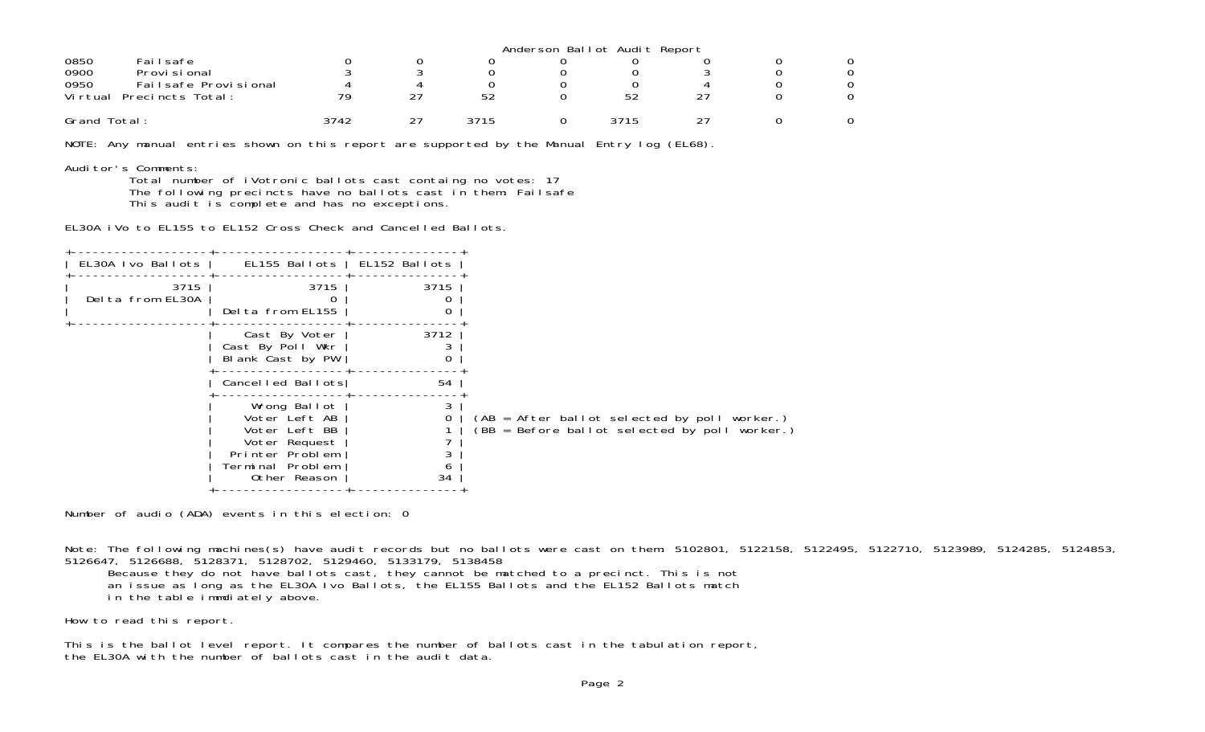Anderson Ballot Audit Report

| | | | | | | | | | |
|---|---|---|---|---|---|---|---|---|---|
| 0850 | Failsafe | 0 | 0 | 0 | 0 | 0 | 0 | 0 | 0 |
| 0900 | Provisional | 3 | 3 | 0 | 0 | 0 | 3 | 0 | 0 |
| 0950 | Failsafe Provisional | 4 | 4 | 0 | 0 | 0 | 4 | 0 | 0 |
| Virtual Precincts Total: | | 79 | 27 | 52 | 0 | 52 | 27 | 0 | 0 |
| Grand Total: | | 3742 | 27 | 3715 | 0 | 3715 | 27 | 0 | 0 |

NOTE: Any manual entries shown on this report are supported by the Manual Entry log (EL68).

Auditor's Comments:

Total number of iVotronic ballots cast containg no votes: 17
The following precincts have no ballots cast in them: Failsafe
This audit is complete and has no exceptions.

EL30A iVo to EL155 to EL152 Cross Check and Cancelled Ballots.

| EL30A Ivo Ballots | EL155 Ballots | EL152 Ballots |
|---|---|---|
| 3715 | 3715 | 3715 |
| Delta from EL30A | 0 | 0 |
| | Delta from EL155 | 0 |
| | Cast By Voter | 3712 |
| | Cast By Poll Wkr | 3 |
| | Blank Cast by PW | 0 |
| | Cancelled Ballots | 54 |
| | Wrong Ballot | 3 |
| | Voter Left AB | 0 |
| | Voter Left BB | 1 |
| | Voter Request | 7 |
| | Printer Problem | 3 |
| | Terminal Problem | 6 |
| | Other Reason | 34 |

(AB = After ballot selected by poll worker.)
(BB = Before ballot selected by poll worker.)

Number of audio (ADA) events in this election: 0

Note: The following machines(s) have audit records but no ballots were cast on them: 5102801, 5122158, 5122495, 5122710, 5123989, 5124285, 5124853, 5126647, 5126688, 5128371, 5128702, 5129460, 5133179, 5138458

Because they do not have ballots cast, they cannot be matched to a precinct. This is not an issue as long as the EL30A Ivo Ballots, the EL155 Ballots and the EL152 Ballots match in the table immdiately above.

How to read this report.

This is the ballot level report. It compares the number of ballots cast in the tabulation report, the EL30A with the number of ballots cast in the audit data.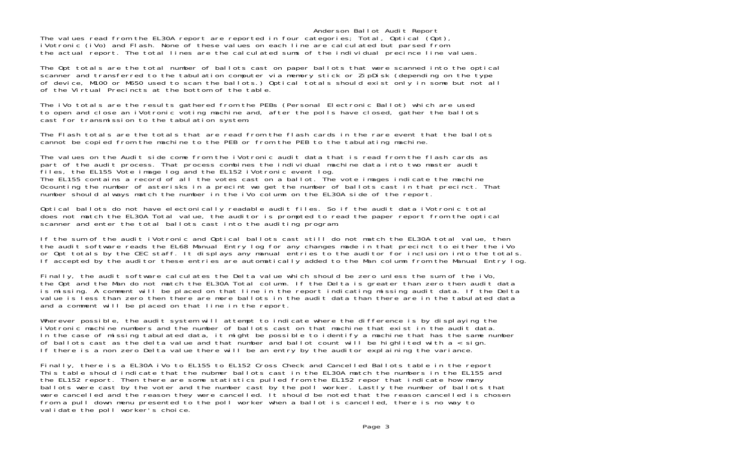# Anderson Ballot Audit Report

The values read from the EL30A report are reported in four categories; Total, Optical (Opt), iVotronic (iVo) and Flash. None of these values on each line are calculated but parsed from the actual report. The total lines are the calculated sums of the individual precince line values.

The Opt totals are the total number of ballots cast on paper ballots that were scanned into the optical scanner and transferred to the tabulation computer via memory stick or ZipDisk (depending on the type of device, M100 or M650 used to scan the ballots.) Optical totals should exist only in some but not all of the Virtual Precincts at the bottom of the table.

The iVo totals are the results gathered from the PEBs (Personal Electronic Ballot) which are used to open and close an iVotronic voting machine and, after the polls have closed, gather the ballots cast for transmission to the tabulation system.

The Flash totals are the totals that are read from the flash cards in the rare event that the ballots cannot be copied from the machine to the PEB or from the PEB to the tabulating machine.

The values on the Audit side come from the iVotronic audit data that is read from the flash cards as part of the audit process. That process combines the individual machine data into two master audit files, the EL155 Vote image log and the EL152 iVotronic event log.
The EL155 contains a record of all the votes cast on a ballot. The vote images indicate the machine 0counting the number of asterisks in a precint we get the number of ballots cast in that precinct. That number should always match the number in the iVo column on the EL30A side of the report.

Optical ballots do not have electonically readable audit files. So if the audit data iVotronic total does not match the EL30A Total value, the auditor is prompted to read the paper report from the optical scanner and enter the total ballots cast into the auditing program.

If the sum of the audit iVotronic and Optical ballots cast still do not match the EL30A total value, then the audit software reads the EL68 Manual Entry log for any changes made in that precinct to either the iVo or Opt totals by the CEC staff. It displays any manual entries to the auditor for inclusion into the totals. If accepted by the auditor these entries are automatically added to the Man column from the Manual Entry log.

Finally, the audit software calculates the Delta value which should be zero unless the sum of the iVo, the Opt and the Man do not match the EL30A Total column. If the Delta is greater than zero then audit data is missing. A comment will be placed on that line in the report indicating missing audit data. If the Delta value is less than zero then there are more ballots in the audit data than there are in the tabulated data and a comment will be placed on that line in the report.

Wherever possible, the audit system will attempt to indicate where the difference is by displaying the iVotronic machine numbers and the number of ballots cast on that machine that exist in the audit data. In the case of missing tabulated data, it might be possible to identify a machine that has the same number of ballots cast as the delta value and that number and ballot count will be highlited with a < sign. If there is a non zero Delta value there will be an entry by the auditor explaining the variance.

Finally, there is a EL30A iVo to EL155 to EL152 Cross Check and Cancelled Ballots table in the report This table should indicate that the nubmer ballots cast in the EL30A match the numbers in the EL155 and the EL152 report. Then there are some statistics pulled from the EL152 repor that indicate how many ballots were cast by the voter and the number cast by the poll worker. Lastly the number of ballots that were cancelled and the reason they were cancelled. It should be noted that the reason cancelled is chosen from a pull down menu presented to the poll worker when a ballot is cancelled, there is no way to validate the poll worker's choice.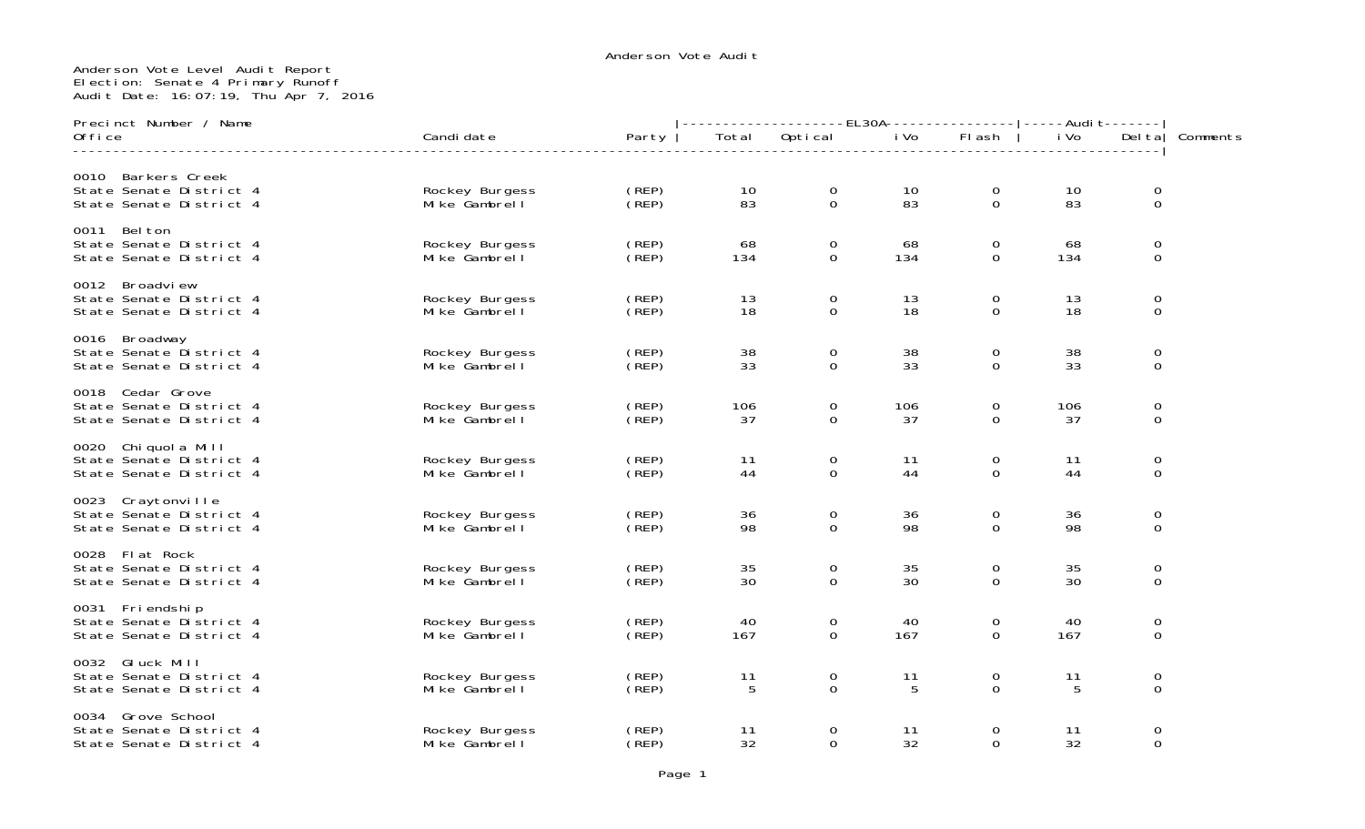Anderson Vote Audit

Anderson Vote Level Audit Report
Election: Senate 4 Primary Runoff
Audit Date: 16:07:19, Thu Apr 7, 2016

| Precinct Number / Name<br>Office | Candidate | Party | EL30A Total | EL30A Optical | EL30A iVo | EL30A Flash | Audit iVo | Audit Delta | Comments |
|---|---|---|---|---|---|---|---|---|---|
| **0010 Barkers Creek** | | | | | | | | | |
| State Senate District 4 | Rockey Burgess | (REP) | 10 | 0 | 10 | 0 | 10 | 0 | |
| State Senate District 4 | Mike Gambrell | (REP) | 83 | 0 | 83 | 0 | 83 | 0 | |
| **0011 Belton** | | | | | | | | | |
| State Senate District 4 | Rockey Burgess | (REP) | 68 | 0 | 68 | 0 | 68 | 0 | |
| State Senate District 4 | Mike Gambrell | (REP) | 134 | 0 | 134 | 0 | 134 | 0 | |
| **0012 Broadview** | | | | | | | | | |
| State Senate District 4 | Rockey Burgess | (REP) | 13 | 0 | 13 | 0 | 13 | 0 | |
| State Senate District 4 | Mike Gambrell | (REP) | 18 | 0 | 18 | 0 | 18 | 0 | |
| **0016 Broadway** | | | | | | | | | |
| State Senate District 4 | Rockey Burgess | (REP) | 38 | 0 | 38 | 0 | 38 | 0 | |
| State Senate District 4 | Mike Gambrell | (REP) | 33 | 0 | 33 | 0 | 33 | 0 | |
| **0018 Cedar Grove** | | | | | | | | | |
| State Senate District 4 | Rockey Burgess | (REP) | 106 | 0 | 106 | 0 | 106 | 0 | |
| State Senate District 4 | Mike Gambrell | (REP) | 37 | 0 | 37 | 0 | 37 | 0 | |
| **0020 Chiquola Mill** | | | | | | | | | |
| State Senate District 4 | Rockey Burgess | (REP) | 11 | 0 | 11 | 0 | 11 | 0 | |
| State Senate District 4 | Mike Gambrell | (REP) | 44 | 0 | 44 | 0 | 44 | 0 | |
| **0023 Craytonville** | | | | | | | | | |
| State Senate District 4 | Rockey Burgess | (REP) | 36 | 0 | 36 | 0 | 36 | 0 | |
| State Senate District 4 | Mike Gambrell | (REP) | 98 | 0 | 98 | 0 | 98 | 0 | |
| **0028 Flat Rock** | | | | | | | | | |
| State Senate District 4 | Rockey Burgess | (REP) | 35 | 0 | 35 | 0 | 35 | 0 | |
| State Senate District 4 | Mike Gambrell | (REP) | 30 | 0 | 30 | 0 | 30 | 0 | |
| **0031 Friendship** | | | | | | | | | |
| State Senate District 4 | Rockey Burgess | (REP) | 40 | 0 | 40 | 0 | 40 | 0 | |
| State Senate District 4 | Mike Gambrell | (REP) | 167 | 0 | 167 | 0 | 167 | 0 | |
| **0032 Gluck Mill** | | | | | | | | | |
| State Senate District 4 | Rockey Burgess | (REP) | 11 | 0 | 11 | 0 | 11 | 0 | |
| State Senate District 4 | Mike Gambrell | (REP) | 5 | 0 | 5 | 0 | 5 | 0 | |
| **0034 Grove School** | | | | | | | | | |
| State Senate District 4 | Rockey Burgess | (REP) | 11 | 0 | 11 | 0 | 11 | 0 | |
| State Senate District 4 | Mike Gambrell | (REP) | 32 | 0 | 32 | 0 | 32 | 0 | |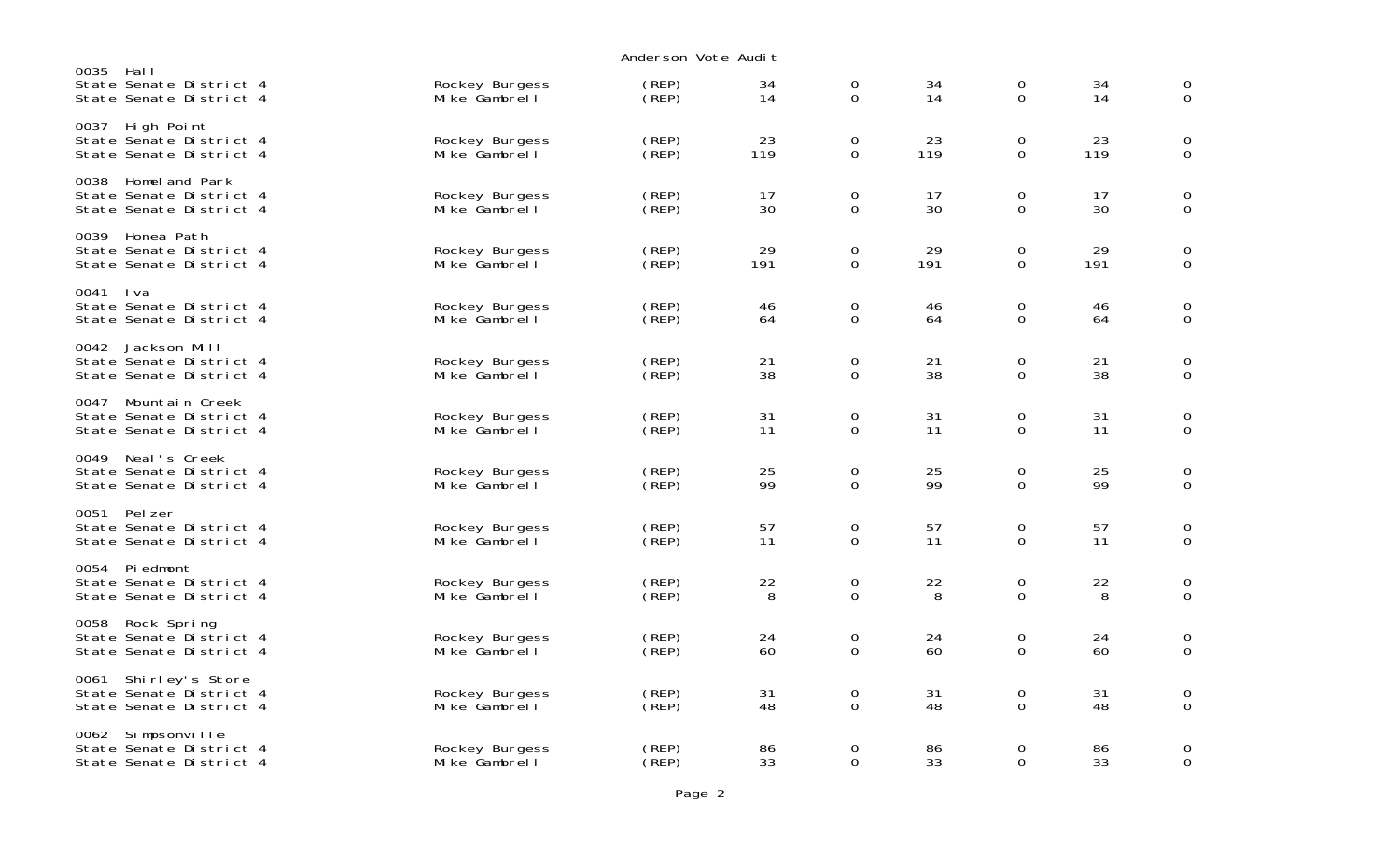# Anderson Vote Audit

| Precinct / Race | Candidate | Party | | | | | | |
|---|---|---|---|---|---|---|---|---|
| **0035 Hall** | | | | | | | | |
| State Senate District 4 | Rockey Burgess | (REP) | 34 | 0 | 34 | 0 | 34 | 0 |
| State Senate District 4 | Mike Gambrell | (REP) | 14 | 0 | 14 | 0 | 14 | 0 |
| **0037 High Point** | | | | | | | | |
| State Senate District 4 | Rockey Burgess | (REP) | 23 | 0 | 23 | 0 | 23 | 0 |
| State Senate District 4 | Mike Gambrell | (REP) | 119 | 0 | 119 | 0 | 119 | 0 |
| **0038 Homeland Park** | | | | | | | | |
| State Senate District 4 | Rockey Burgess | (REP) | 17 | 0 | 17 | 0 | 17 | 0 |
| State Senate District 4 | Mike Gambrell | (REP) | 30 | 0 | 30 | 0 | 30 | 0 |
| **0039 Honea Path** | | | | | | | | |
| State Senate District 4 | Rockey Burgess | (REP) | 29 | 0 | 29 | 0 | 29 | 0 |
| State Senate District 4 | Mike Gambrell | (REP) | 191 | 0 | 191 | 0 | 191 | 0 |
| **0041 Iva** | | | | | | | | |
| State Senate District 4 | Rockey Burgess | (REP) | 46 | 0 | 46 | 0 | 46 | 0 |
| State Senate District 4 | Mike Gambrell | (REP) | 64 | 0 | 64 | 0 | 64 | 0 |
| **0042 Jackson Mill** | | | | | | | | |
| State Senate District 4 | Rockey Burgess | (REP) | 21 | 0 | 21 | 0 | 21 | 0 |
| State Senate District 4 | Mike Gambrell | (REP) | 38 | 0 | 38 | 0 | 38 | 0 |
| **0047 Mountain Creek** | | | | | | | | |
| State Senate District 4 | Rockey Burgess | (REP) | 31 | 0 | 31 | 0 | 31 | 0 |
| State Senate District 4 | Mike Gambrell | (REP) | 11 | 0 | 11 | 0 | 11 | 0 |
| **0049 Neal's Creek** | | | | | | | | |
| State Senate District 4 | Rockey Burgess | (REP) | 25 | 0 | 25 | 0 | 25 | 0 |
| State Senate District 4 | Mike Gambrell | (REP) | 99 | 0 | 99 | 0 | 99 | 0 |
| **0051 Pelzer** | | | | | | | | |
| State Senate District 4 | Rockey Burgess | (REP) | 57 | 0 | 57 | 0 | 57 | 0 |
| State Senate District 4 | Mike Gambrell | (REP) | 11 | 0 | 11 | 0 | 11 | 0 |
| **0054 Piedmont** | | | | | | | | |
| State Senate District 4 | Rockey Burgess | (REP) | 22 | 0 | 22 | 0 | 22 | 0 |
| State Senate District 4 | Mike Gambrell | (REP) | 8 | 0 | 8 | 0 | 8 | 0 |
| **0058 Rock Spring** | | | | | | | | |
| State Senate District 4 | Rockey Burgess | (REP) | 24 | 0 | 24 | 0 | 24 | 0 |
| State Senate District 4 | Mike Gambrell | (REP) | 60 | 0 | 60 | 0 | 60 | 0 |
| **0061 Shirley's Store** | | | | | | | | |
| State Senate District 4 | Rockey Burgess | (REP) | 31 | 0 | 31 | 0 | 31 | 0 |
| State Senate District 4 | Mike Gambrell | (REP) | 48 | 0 | 48 | 0 | 48 | 0 |
| **0062 Simpsonville** | | | | | | | | |
| State Senate District 4 | Rockey Burgess | (REP) | 86 | 0 | 86 | 0 | 86 | 0 |
| State Senate District 4 | Mike Gambrell | (REP) | 33 | 0 | 33 | 0 | 33 | 0 |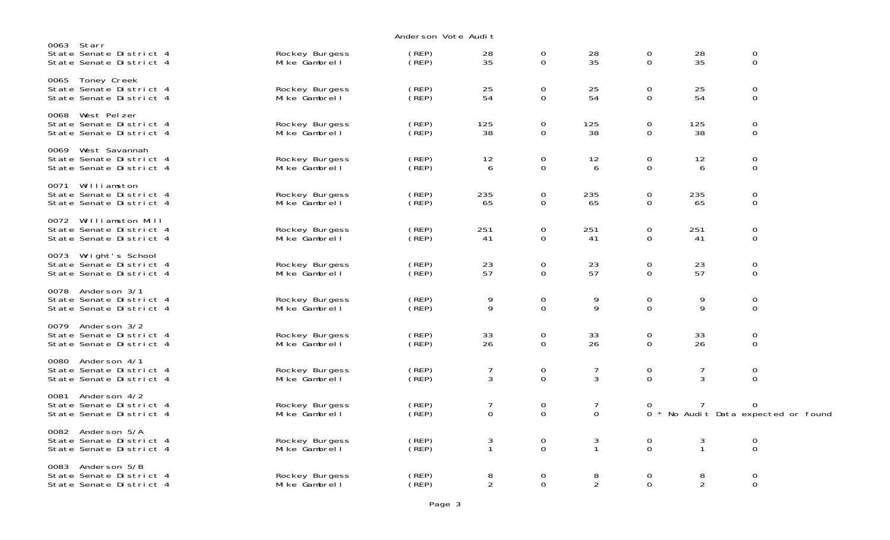Anderson Vote Audit

| Precinct / Contest | Candidate | Party | | | | | | |
|---|---|---|---|---|---|---|---|---|
| **0063 Starr** | | | | | | | | |
| State Senate District 4 | Rockey Burgess | (REP) | 28 | 0 | 28 | 0 | 28 | 0 |
| State Senate District 4 | Mike Gambrell | (REP) | 35 | 0 | 35 | 0 | 35 | 0 |
| **0065 Toney Creek** | | | | | | | | |
| State Senate District 4 | Rockey Burgess | (REP) | 25 | 0 | 25 | 0 | 25 | 0 |
| State Senate District 4 | Mike Gambrell | (REP) | 54 | 0 | 54 | 0 | 54 | 0 |
| **0068 West Pelzer** | | | | | | | | |
| State Senate District 4 | Rockey Burgess | (REP) | 125 | 0 | 125 | 0 | 125 | 0 |
| State Senate District 4 | Mike Gambrell | (REP) | 38 | 0 | 38 | 0 | 38 | 0 |
| **0069 West Savannah** | | | | | | | | |
| State Senate District 4 | Rockey Burgess | (REP) | 12 | 0 | 12 | 0 | 12 | 0 |
| State Senate District 4 | Mike Gambrell | (REP) | 6 | 0 | 6 | 0 | 6 | 0 |
| **0071 Williamston** | | | | | | | | |
| State Senate District 4 | Rockey Burgess | (REP) | 235 | 0 | 235 | 0 | 235 | 0 |
| State Senate District 4 | Mike Gambrell | (REP) | 65 | 0 | 65 | 0 | 65 | 0 |
| **0072 Williamston Mill** | | | | | | | | |
| State Senate District 4 | Rockey Burgess | (REP) | 251 | 0 | 251 | 0 | 251 | 0 |
| State Senate District 4 | Mike Gambrell | (REP) | 41 | 0 | 41 | 0 | 41 | 0 |
| **0073 Wright's School** | | | | | | | | |
| State Senate District 4 | Rockey Burgess | (REP) | 23 | 0 | 23 | 0 | 23 | 0 |
| State Senate District 4 | Mike Gambrell | (REP) | 57 | 0 | 57 | 0 | 57 | 0 |
| **0078 Anderson 3/1** | | | | | | | | |
| State Senate District 4 | Rockey Burgess | (REP) | 9 | 0 | 9 | 0 | 9 | 0 |
| State Senate District 4 | Mike Gambrell | (REP) | 9 | 0 | 9 | 0 | 9 | 0 |
| **0079 Anderson 3/2** | | | | | | | | |
| State Senate District 4 | Rockey Burgess | (REP) | 33 | 0 | 33 | 0 | 33 | 0 |
| State Senate District 4 | Mike Gambrell | (REP) | 26 | 0 | 26 | 0 | 26 | 0 |
| **0080 Anderson 4/1** | | | | | | | | |
| State Senate District 4 | Rockey Burgess | (REP) | 7 | 0 | 7 | 0 | 7 | 0 |
| State Senate District 4 | Mike Gambrell | (REP) | 3 | 0 | 3 | 0 | 3 | 0 |
| **0081 Anderson 4/2** | | | | | | | | |
| State Senate District 4 | Rockey Burgess | (REP) | 7 | 0 | 7 | 0 | 7 | 0 |
| State Senate District 4 | Mike Gambrell | (REP) | 0 | 0 | 0 | 0 * No Audit Data expected or found | | |
| **0082 Anderson 5/A** | | | | | | | | |
| State Senate District 4 | Rockey Burgess | (REP) | 3 | 0 | 3 | 0 | 3 | 0 |
| State Senate District 4 | Mike Gambrell | (REP) | 1 | 0 | 1 | 0 | 1 | 0 |
| **0083 Anderson 5/B** | | | | | | | | |
| State Senate District 4 | Rockey Burgess | (REP) | 8 | 0 | 8 | 0 | 8 | 0 |
| State Senate District 4 | Mike Gambrell | (REP) | 2 | 0 | 2 | 0 | 2 | 0 |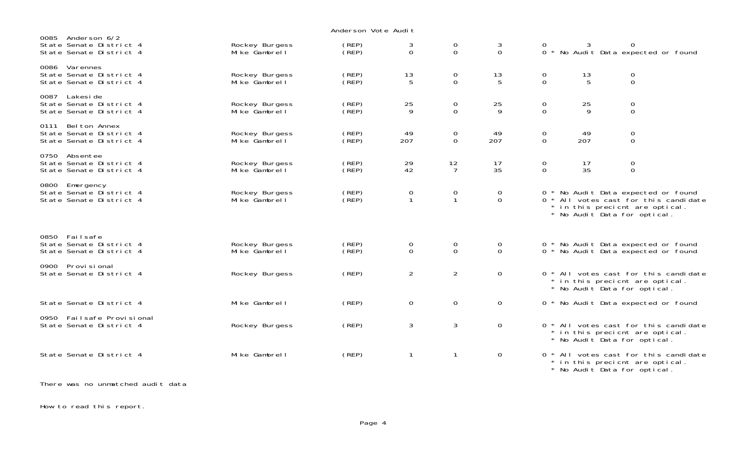Anderson Vote Audit

| Precinct / Contest | Candidate | Party | | | | | | |
|---|---|---|---|---|---|---|---|---|
| **0085 Anderson 6/2** | | | | | | | | |
| State Senate District 4 | Rockey Burgess | (REP) | 3 | 0 | 3 | 0 | 3 | 0 |
| State Senate District 4 | Mike Gambrell | (REP) | 0 | 0 | 0 | 0 * No Audit Data expected or found | | |
| **0086 Varennes** | | | | | | | | |
| State Senate District 4 | Rockey Burgess | (REP) | 13 | 0 | 13 | 0 | 13 | 0 |
| State Senate District 4 | Mike Gambrell | (REP) | 5 | 0 | 5 | 0 | 5 | 0 |
| **0087 Lakeside** | | | | | | | | |
| State Senate District 4 | Rockey Burgess | (REP) | 25 | 0 | 25 | 0 | 25 | 0 |
| State Senate District 4 | Mike Gambrell | (REP) | 9 | 0 | 9 | 0 | 9 | 0 |
| **0111 Belton Annex** | | | | | | | | |
| State Senate District 4 | Rockey Burgess | (REP) | 49 | 0 | 49 | 0 | 49 | 0 |
| State Senate District 4 | Mike Gambrell | (REP) | 207 | 0 | 207 | 0 | 207 | 0 |
| **0750 Absentee** | | | | | | | | |
| State Senate District 4 | Rockey Burgess | (REP) | 29 | 12 | 17 | 0 | 17 | 0 |
| State Senate District 4 | Mike Gambrell | (REP) | 42 | 7 | 35 | 0 | 35 | 0 |
| **0800 Emergency** | | | | | | | | |
| State Senate District 4 | Rockey Burgess | (REP) | 0 | 0 | 0 | 0 * No Audit Data expected or found | | |
| State Senate District 4 | Mike Gambrell | (REP) | 1 | 1 | 0 | 0 * All votes cast for this candidate * in this precicnt are optical. * No Audit Data for optical. | | |
| **0850 Failsafe** | | | | | | | | |
| State Senate District 4 | Rockey Burgess | (REP) | 0 | 0 | 0 | 0 * No Audit Data expected or found | | |
| State Senate District 4 | Mike Gambrell | (REP) | 0 | 0 | 0 | 0 * No Audit Data expected or found | | |
| **0900 Provisional** | | | | | | | | |
| State Senate District 4 | Rockey Burgess | (REP) | 2 | 2 | 0 | 0 * All votes cast for this candidate * in this precicnt are optical. * No Audit Data for optical. | | |
| State Senate District 4 | Mike Gambrell | (REP) | 0 | 0 | 0 | 0 * No Audit Data expected or found | | |
| **0950 Failsafe Provisional** | | | | | | | | |
| State Senate District 4 | Rockey Burgess | (REP) | 3 | 3 | 0 | 0 * All votes cast for this candidate * in this precicnt are optical. * No Audit Data for optical. | | |
| State Senate District 4 | Mike Gambrell | (REP) | 1 | 1 | 0 | 0 * All votes cast for this candidate * in this precicnt are optical. * No Audit Data for optical. | | |

There was no unmatched audit data

How to read this report.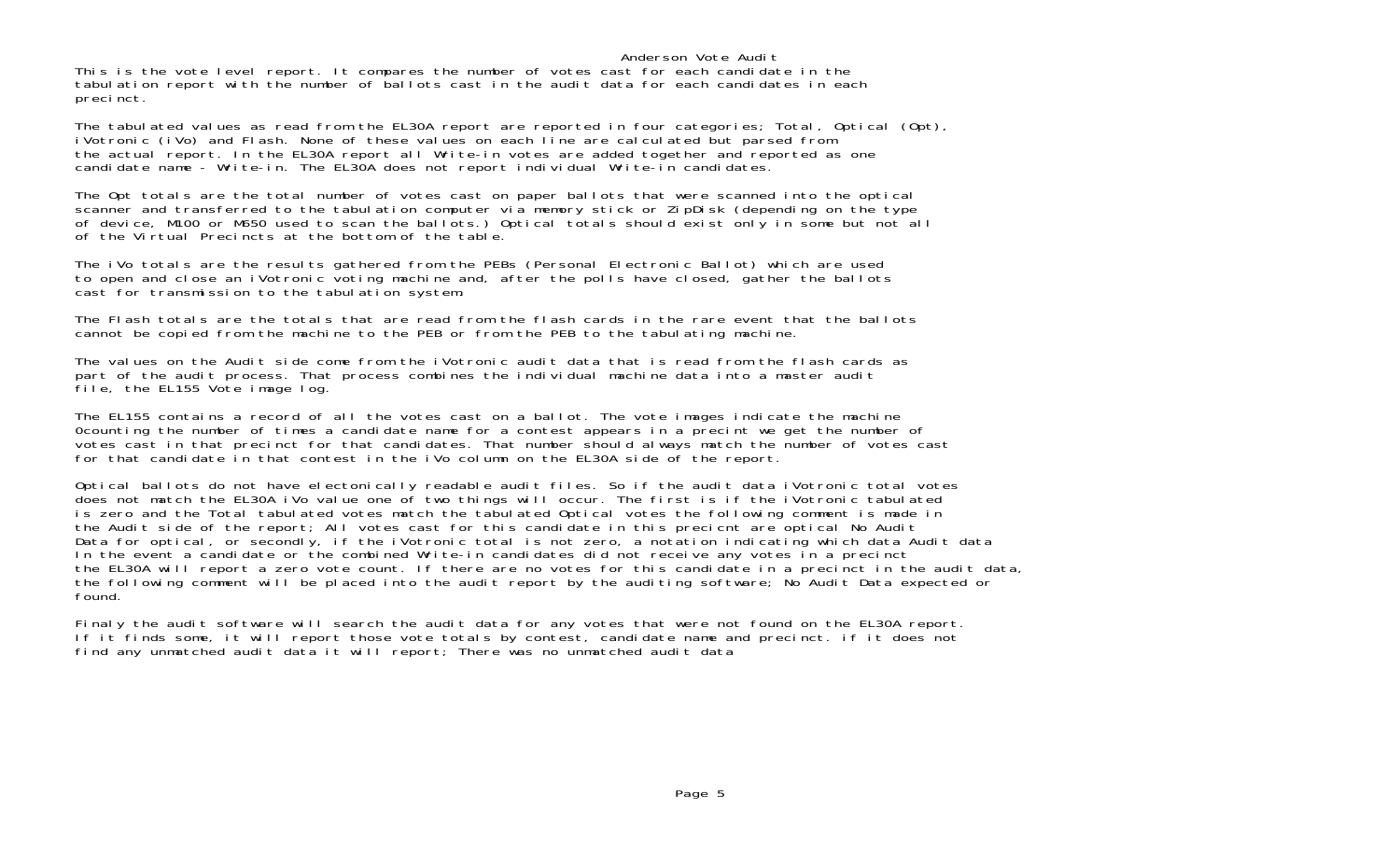# Anderson Vote Audit

This is the vote level report. It compares the number of votes cast for each candidate in the tabulation report with the number of ballots cast in the audit data for each candidates in each precinct.

The tabulated values as read from the EL30A report are reported in four categories; Total, Optical (Opt), iVotronic (iVo) and Flash. None of these values on each line are calculated but parsed from the actual report. In the EL30A report all Write-in votes are added together and reported as one candidate name - Write-in. The EL30A does not report individual Write-in candidates.

The Opt totals are the total number of votes cast on paper ballots that were scanned into the optical scanner and transferred to the tabulation computer via memory stick or ZipDisk (depending on the type of device, M100 or M650 used to scan the ballots.) Optical totals should exist only in some but not all of the Virtual Precincts at the bottom of the table.

The iVo totals are the results gathered from the PEBs (Personal Electronic Ballot) which are used to open and close an iVotronic voting machine and, after the polls have closed, gather the ballots cast for transmission to the tabulation system.

The Flash totals are the totals that are read from the flash cards in the rare event that the ballots cannot be copied from the machine to the PEB or from the PEB to the tabulating machine.

The values on the Audit side come from the iVotronic audit data that is read from the flash cards as part of the audit process. That process combines the individual machine data into a master audit file, the EL155 Vote image log.

The EL155 contains a record of all the votes cast on a ballot. The vote images indicate the machine 0counting the number of times a candidate name for a contest appears in a precint we get the number of votes cast in that precinct for that candidates. That number should always match the number of votes cast for that candidate in that contest in the iVo column on the EL30A side of the report.

Optical ballots do not have electonically readable audit files. So if the audit data iVotronic total votes does not match the EL30A iVo value one of two things will occur. The first is if the iVotronic tabulated is zero and the Total tabulated votes match the tabulated Optical votes the following comment is made in the Audit side of the report; All votes cast for this candidate in this precicnt are optical No Audit Data for optical, or secondly, if the iVotronic total is not zero, a notation indicating which data Audit data In the event a candidate or the combined Write-in candidates did not receive any votes in a precinct the EL30A will report a zero vote count. If there are no votes for this candidate in a precinct in the audit data, the following comment will be placed into the audit report by the auditing software; No Audit Data expected or found.

Finaly the audit software will search the audit data for any votes that were not found on the EL30A report. If it finds some, it will report those vote totals by contest, candidate name and precinct. if it does not find any unmatched audit data it will report; There was no unmatched audit data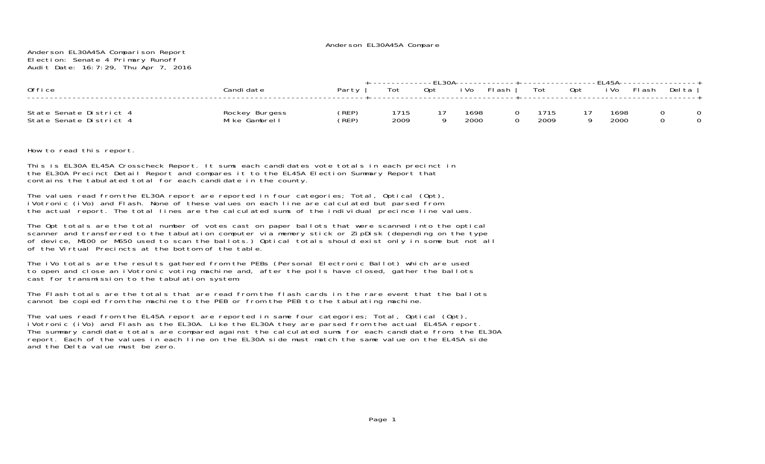Anderson EL30A45A Compare

Anderson EL30A45A Comparison Report
Election: Senate 4 Primary Runoff
Audit Date: 16:7:29, Thu Apr 7, 2016

| Office | Candidate | Party | EL30A Tot | EL30A Opt | EL30A iVo | EL30A Flash | EL45A Tot | EL45A Opt | EL45A iVo | EL45A Flash | Delta |
|---|---|---|---|---|---|---|---|---|---|---|---|
| State Senate District 4 | Rockey Burgess | (REP) | 1715 | 17 | 1698 | 0 | 1715 | 17 | 1698 | 0 | 0 |
| State Senate District 4 | Mike Gambrell | (REP) | 2009 | 9 | 2000 | 0 | 2009 | 9 | 2000 | 0 | 0 |

How to read this report.

This is EL30A EL45A Crosscheck Report. It sums each candidates vote totals in each precinct in the EL30A Precinct Detail Report and compares it to the EL45A Election Summary Report that contains the tabulated total for each candidate in the county.

The values read from the EL30A report are reported in four categories; Total, Optical (Opt), iVotronic (iVo) and Flash. None of these values on each line are calculated but parsed from the actual report. The total lines are the calculated sums of the individual precince line values.

The Opt totals are the total number of votes cast on paper ballots that were scanned into the optical scanner and transferred to the tabulation computer via memory stick or ZipDisk (depending on the type of device, M100 or M650 used to scan the ballots.) Optical totals should exist only in some but not all of the Virtual Precincts at the bottom of the table.

The iVo totals are the results gathered from the PEBs (Personal Electronic Ballot) which are used to open and close an iVotronic voting machine and, after the polls have closed, gather the ballots cast for transmission to the tabulation system.

The Flash totals are the totals that are read from the flash cards in the rare event that the ballots cannot be copied from the machine to the PEB or from the PEB to the tabulating machine.

The values read from the EL45A report are reported in same four categories; Total, Optical (Opt), iVotronic (iVo) and Flash as the EL30A. Like the EL30A they are parsed from the actual EL45A report. The summary candidate totals are compared against the calculated sums for each candidate from, the EL30A report. Each of the values in each line on the EL30A side must match the same value on the EL45A side and the Delta value must be zero.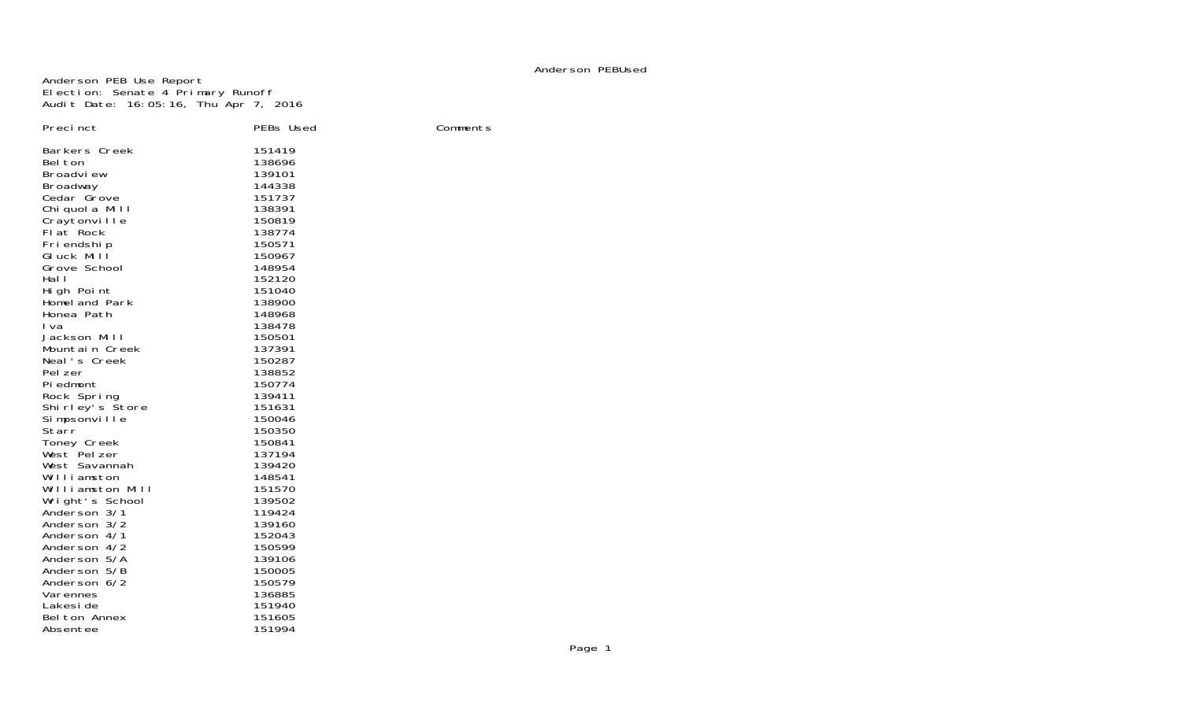Anderson PEBUsed

Anderson PEB Use Report
Election: Senate 4 Primary Runoff
Audit Date: 16:05:16, Thu Apr 7, 2016

| Precinct | PEBs Used | Comments |
| --- | --- | --- |
| Barkers Creek | 151419 | |
| Belton | 138696 | |
| Broadview | 139101 | |
| Broadway | 144338 | |
| Cedar Grove | 151737 | |
| Chiquola Mill | 138391 | |
| Craytonville | 150819 | |
| Flat Rock | 138774 | |
| Friendship | 150571 | |
| Gluck Mill | 150967 | |
| Grove School | 148954 | |
| Hall | 152120 | |
| High Point | 151040 | |
| Homeland Park | 138900 | |
| Honea Path | 148968 | |
| Iva | 138478 | |
| Jackson Mill | 150501 | |
| Mountain Creek | 137391 | |
| Neal's Creek | 150287 | |
| Pelzer | 138852 | |
| Piedmont | 150774 | |
| Rock Spring | 139411 | |
| Shirley's Store | 151631 | |
| Simpsonville | 150046 | |
| Starr | 150350 | |
| Toney Creek | 150841 | |
| West Pelzer | 137194 | |
| West Savannah | 139420 | |
| Williamston | 148541 | |
| Williamston Mill | 151570 | |
| Wright's School | 139502 | |
| Anderson 3/1 | 119424 | |
| Anderson 3/2 | 139160 | |
| Anderson 4/1 | 152043 | |
| Anderson 4/2 | 150599 | |
| Anderson 5/A | 139106 | |
| Anderson 5/B | 150005 | |
| Anderson 6/2 | 150579 | |
| Varennes | 136885 | |
| Lakeside | 151940 | |
| Belton Annex | 151605 | |
| Absentee | 151994 | |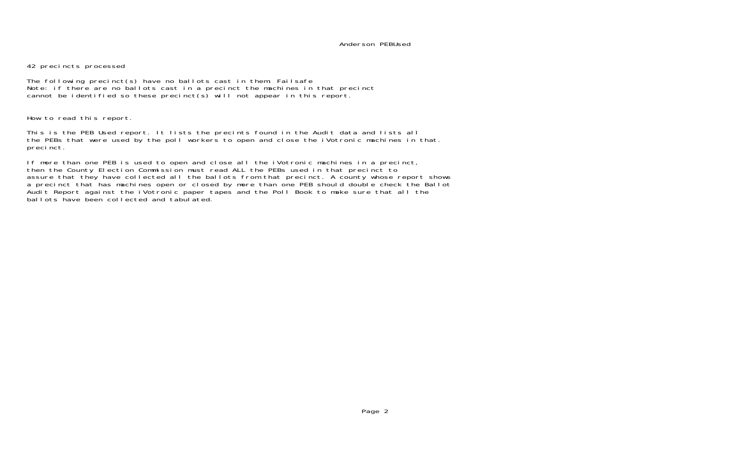# Anderson PEBUsed

42 precincts processed

The following precinct(s) have no ballots cast in them: Failsafe
Note: if there are no ballots cast in a precinct the machines in that precinct
cannot be identified so these precinct(s) will not appear in this report.

How to read this report.

This is the PEB Used report. It lists the precints found in the Audit data and lists all
the PEBs that were used by the poll workers to open and close the iVotronic machines in that.
precinct.

If more than one PEB is used to open and close all the iVotronic machines in a precinct,
then the County Election Commission must read ALL the PEBs used in that precinct to
assure that they have collected all the ballots from that precinct. A county whose report shows
a precinct that has machines open or closed by more than one PEB should double check the Ballot
Audit Report against the iVotronic paper tapes and the Poll Book to make sure that all the
ballots have been collected and tabulated.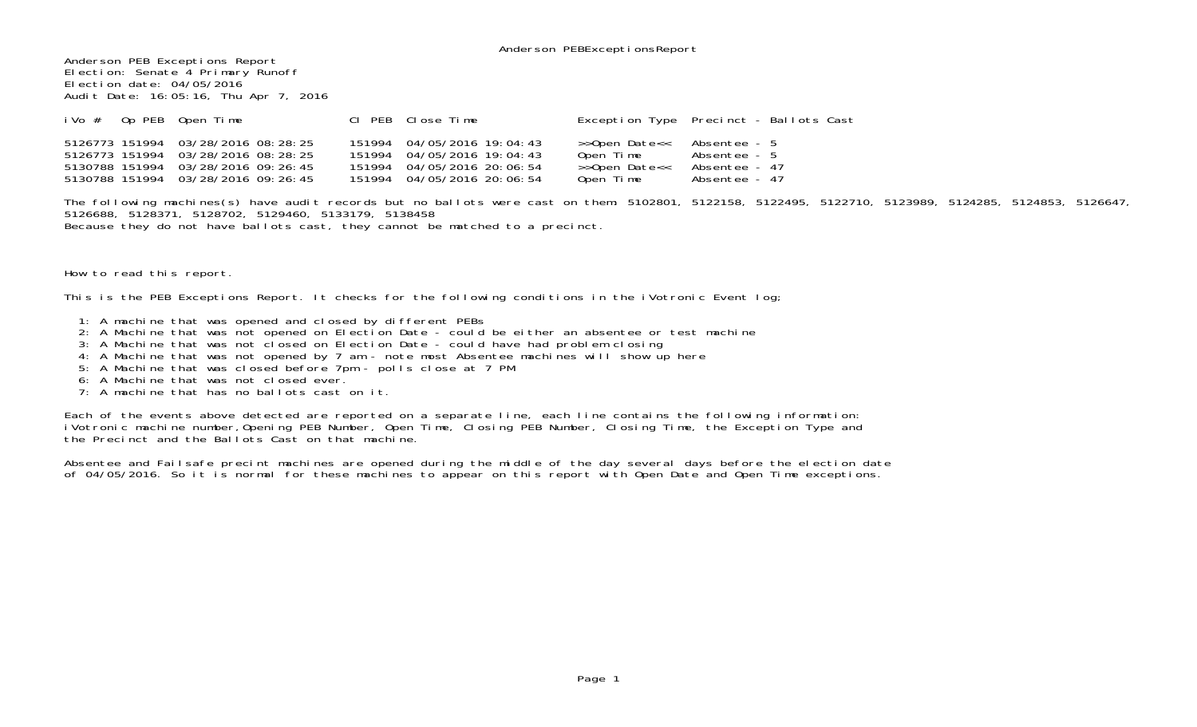Anderson PEBExceptionsReport

Anderson PEB Exceptions Report
Election: Senate 4 Primary Runoff
Election date: 04/05/2016
Audit Date: 16:05:16, Thu Apr 7, 2016

| iVo # | Op PEB | Open Time | Cl PEB | Close Time | Exception Type | Precinct - Ballots Cast |
|---|---|---|---|---|---|---|
| 5126773 | 151994 | 03/28/2016 08:28:25 | 151994 | 04/05/2016 19:04:43 | >>Open Date<< | Absentee - 5 |
| 5126773 | 151994 | 03/28/2016 08:28:25 | 151994 | 04/05/2016 19:04:43 | Open Time | Absentee - 5 |
| 5130788 | 151994 | 03/28/2016 09:26:45 | 151994 | 04/05/2016 20:06:54 | >>Open Date<< | Absentee - 47 |
| 5130788 | 151994 | 03/28/2016 09:26:45 | 151994 | 04/05/2016 20:06:54 | Open Time | Absentee - 47 |

The following machines(s) have audit records but no ballots were cast on them: 5102801, 5122158, 5122495, 5122710, 5123989, 5124285, 5124853, 5126647, 5126688, 5128371, 5128702, 5129460, 5133179, 5138458
Because they do not have ballots cast, they cannot be matched to a precinct.

How to read this report.

This is the PEB Exceptions Report. It checks for the following conditions in the iVotronic Event log;

1: A machine that was opened and closed by different PEBs
2: A Machine that was not opened on Election Date - could be either an absentee or test machine
3: A Machine that was not closed on Election Date - could have had problem closing
4: A Machine that was not opened by 7 am - note most Absentee machines will show up here
5: A Machine that was closed before 7pm - polls close at 7 PM
6: A Machine that was not closed ever.
7: A machine that has no ballots cast on it.

Each of the events above detected are reported on a separate line, each line contains the following information:
iVotronic machine number,Opening PEB Number, Open Time, Closing PEB Number, Closing Time, the Exception Type and the Precinct and the Ballots Cast on that machine.

Absentee and Failsafe precint machines are opened during the middle of the day several days before the election date of 04/05/2016. So it is normal for these machines to appear on this report with Open Date and Open Time exceptions.